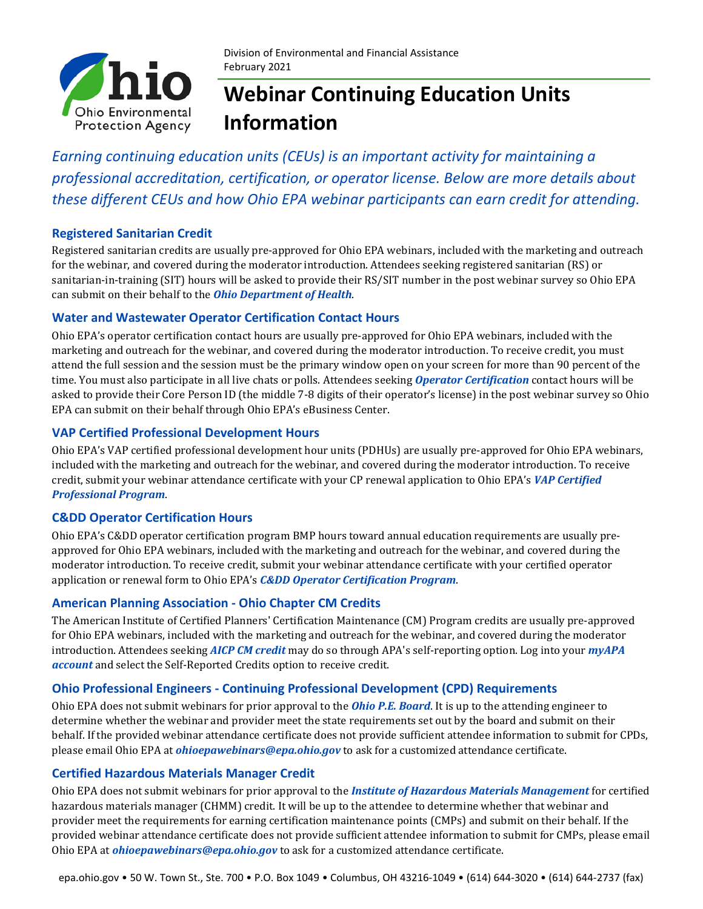Division of Environmental and Financial Assistance
February 2021

# Webinar Continuing Education Units Information

*Earning continuing education units (CEUs) is an important activity for maintaining a professional accreditation, certification, or operator license. Below are more details about these different CEUs and how Ohio EPA webinar participants can earn credit for attending.*

## Registered Sanitarian Credit

Registered sanitarian credits are usually pre-approved for Ohio EPA webinars, included with the marketing and outreach for the webinar, and covered during the moderator introduction. Attendees seeking registered sanitarian (RS) or sanitarian-in-training (SIT) hours will be asked to provide their RS/SIT number in the post webinar survey so Ohio EPA can submit on their behalf to the ***Ohio Department of Health***.

## Water and Wastewater Operator Certification Contact Hours

Ohio EPA's operator certification contact hours are usually pre-approved for Ohio EPA webinars, included with the marketing and outreach for the webinar, and covered during the moderator introduction. To receive credit, you must attend the full session and the session must be the primary window open on your screen for more than 90 percent of the time. You must also participate in all live chats or polls. Attendees seeking ***Operator Certification*** contact hours will be asked to provide their Core Person ID (the middle 7-8 digits of their operator's license) in the post webinar survey so Ohio EPA can submit on their behalf through Ohio EPA's eBusiness Center.

## VAP Certified Professional Development Hours

Ohio EPA's VAP certified professional development hour units (PDHUs) are usually pre-approved for Ohio EPA webinars, included with the marketing and outreach for the webinar, and covered during the moderator introduction. To receive credit, submit your webinar attendance certificate with your CP renewal application to Ohio EPA's ***VAP Certified Professional Program***.

## C&DD Operator Certification Hours

Ohio EPA's C&DD operator certification program BMP hours toward annual education requirements are usually pre-approved for Ohio EPA webinars, included with the marketing and outreach for the webinar, and covered during the moderator introduction. To receive credit, submit your webinar attendance certificate with your certified operator application or renewal form to Ohio EPA's ***C&DD Operator Certification Program***.

## American Planning Association - Ohio Chapter CM Credits

The American Institute of Certified Planners' Certification Maintenance (CM) Program credits are usually pre-approved for Ohio EPA webinars, included with the marketing and outreach for the webinar, and covered during the moderator introduction. Attendees seeking ***AICP CM credit*** may do so through APA's self-reporting option. Log into your ***myAPA account*** and select the Self-Reported Credits option to receive credit.

## Ohio Professional Engineers - Continuing Professional Development (CPD) Requirements

Ohio EPA does not submit webinars for prior approval to the ***Ohio P.E. Board***. It is up to the attending engineer to determine whether the webinar and provider meet the state requirements set out by the board and submit on their behalf. If the provided webinar attendance certificate does not provide sufficient attendee information to submit for CPDs, please email Ohio EPA at ***ohioepawebinars@epa.ohio.gov*** to ask for a customized attendance certificate.

## Certified Hazardous Materials Manager Credit

Ohio EPA does not submit webinars for prior approval to the ***Institute of Hazardous Materials Management*** for certified hazardous materials manager (CHMM) credit. It will be up to the attendee to determine whether that webinar and provider meet the requirements for earning certification maintenance points (CMPs) and submit on their behalf. If the provided webinar attendance certificate does not provide sufficient attendee information to submit for CMPs, please email Ohio EPA at ***ohioepawebinars@epa.ohio.gov*** to ask for a customized attendance certificate.

epa.ohio.gov • 50 W. Town St., Ste. 700 • P.O. Box 1049 • Columbus, OH 43216-1049 • (614) 644-3020 • (614) 644-2737 (fax)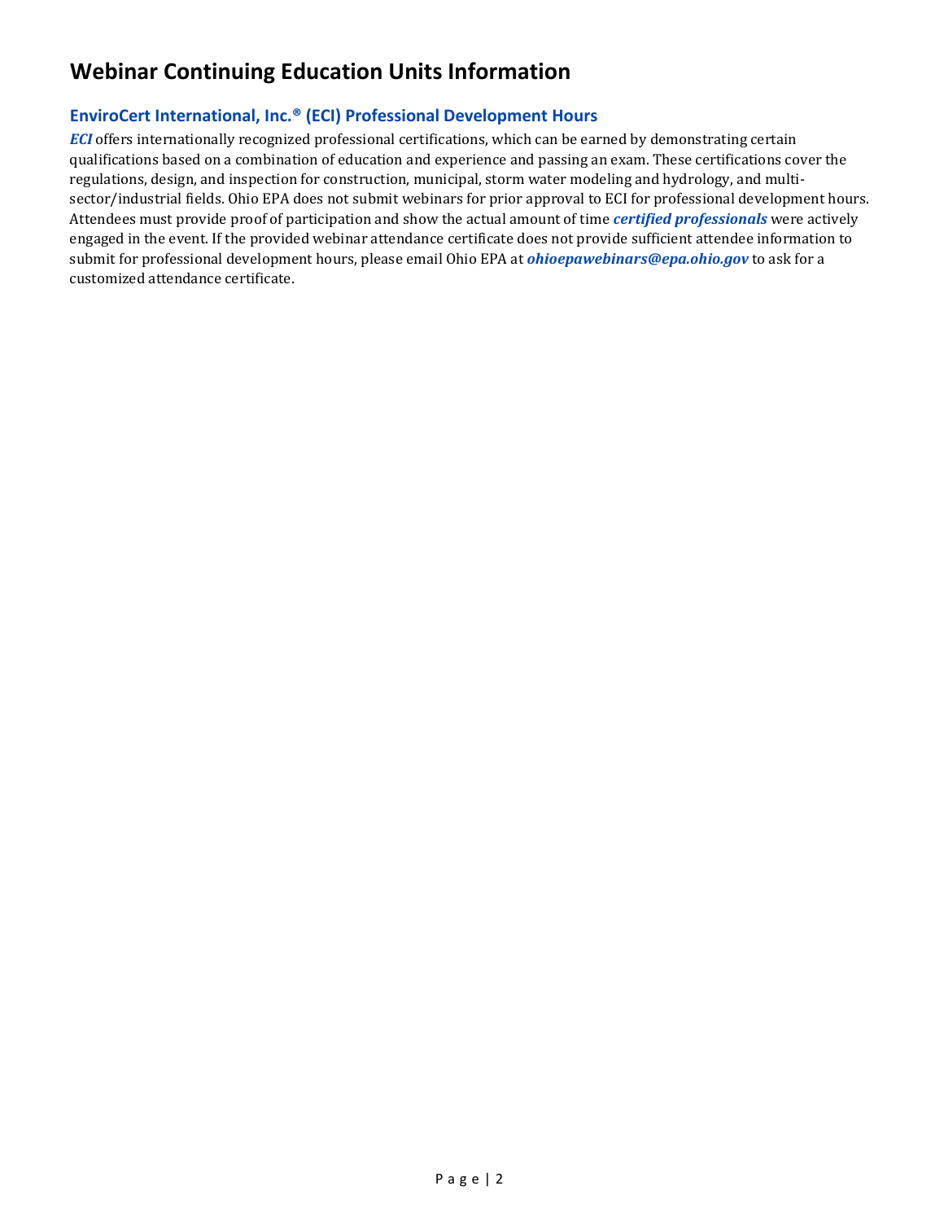# Webinar Continuing Education Units Information

## EnviroCert International, Inc.® (ECI) Professional Development Hours

***ECI*** offers internationally recognized professional certifications, which can be earned by demonstrating certain qualifications based on a combination of education and experience and passing an exam. These certifications cover the regulations, design, and inspection for construction, municipal, storm water modeling and hydrology, and multi-sector/industrial fields. Ohio EPA does not submit webinars for prior approval to ECI for professional development hours. Attendees must provide proof of participation and show the actual amount of time ***certified professionals*** were actively engaged in the event. If the provided webinar attendance certificate does not provide sufficient attendee information to submit for professional development hours, please email Ohio EPA at ***ohioepawebinars@epa.ohio.gov*** to ask for a customized attendance certificate.